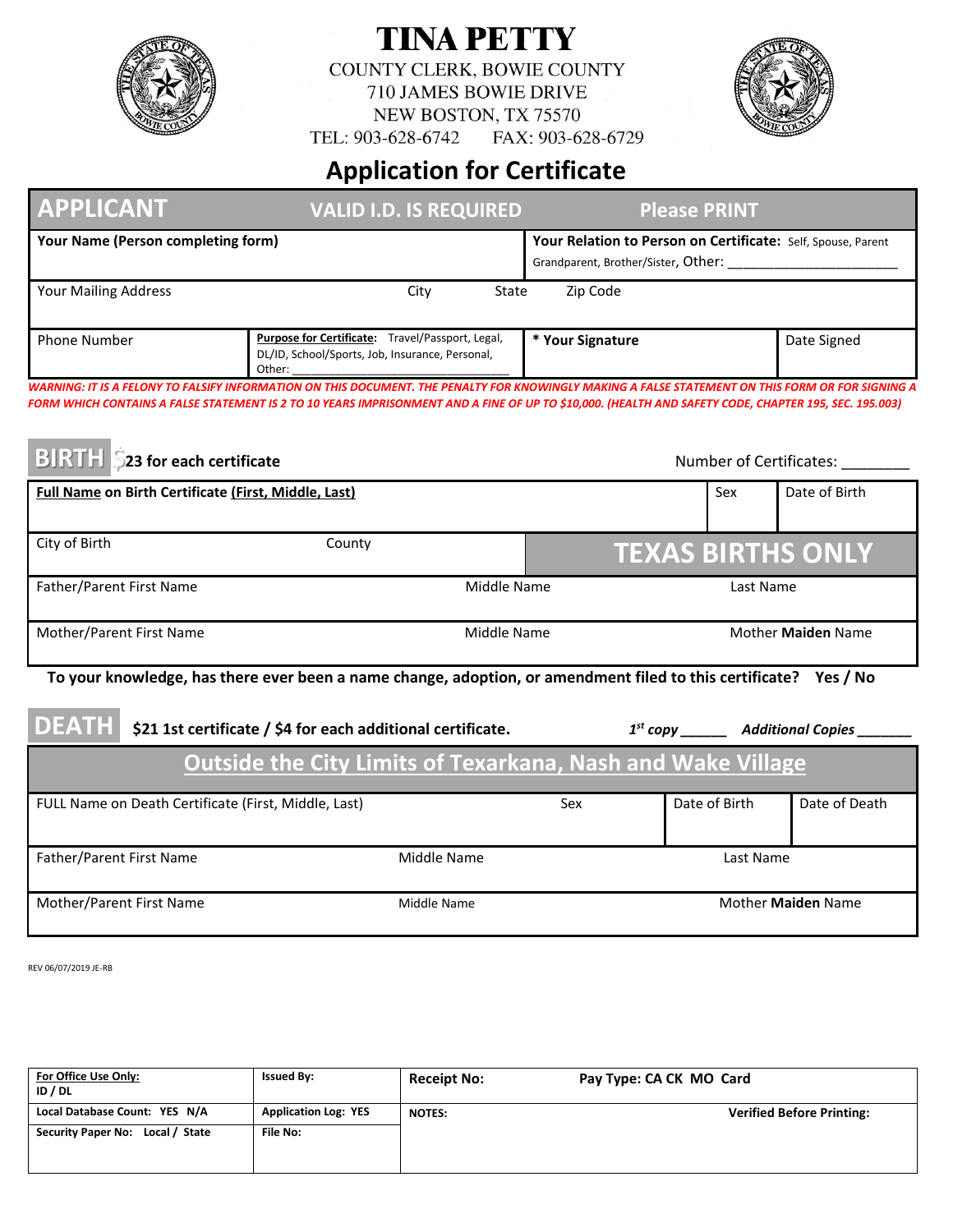# TINA PETTY

COUNTY CLERK, BOWIE COUNTY
710 JAMES BOWIE DRIVE
NEW BOSTON, TX 75570
TEL: 903-628-6742 FAX: 903-628-6729

## Application for Certificate

| APPLICANT | VALID I.D. IS REQUIRED | Please PRINT | |
|---|---|---|---|
| **Your Name (Person completing form)** | | **Your Relation to Person on Certificate:** Self, Spouse, Parent Grandparent, Brother/Sister, Other: _______________________ | |
| Your Mailing Address City State | | Zip Code | |
| Phone Number | **Purpose for Certificate:** Travel/Passport, Legal, DL/ID, School/Sports, Job, Insurance, Personal, Other: _______________________ | **\* Your Signature** | Date Signed |

***WARNING: IT IS A FELONY TO FALSIFY INFORMATION ON THIS DOCUMENT. THE PENALTY FOR KNOWINGLY MAKING A FALSE STATEMENT ON THIS FORM OR FOR SIGNING A FORM WHICH CONTAINS A FALSE STATEMENT IS 2 TO 10 YEARS IMPRISONMENT AND A FINE OF UP TO $10,000. (HEALTH AND SAFETY CODE, CHAPTER 195, SEC. 195.003)***

## BIRTH $23 for each certificate

Number of Certificates: ________

| **Full Name on Birth Certificate (First, Middle, Last)** | | Sex | Date of Birth |
|---|---|---|---|
| City of Birth | County | **TEXAS BIRTHS ONLY** | |
| Father/Parent First Name | Middle Name | Last Name | |
| Mother/Parent First Name | Middle Name | Mother **Maiden** Name | |

**To your knowledge, has there ever been a name change, adoption, or amendment filed to this certificate? Yes / No**

## DEATH **$21 1st certificate / $4 for each additional certificate.**

***1st copy ______ Additional Copies _______***

### Outside the City Limits of Texarkana, Nash and Wake Village

| FULL Name on Death Certificate (First, Middle, Last) | Sex | Date of Birth | Date of Death |
|---|---|---|---|
| Father/Parent First Name | Middle Name | Last Name | |
| Mother/Parent First Name | Middle Name | Mother **Maiden** Name | |

REV 06/07/2019 JE-RB

| **For Office Use Only:** ID / DL | **Issued By:** | **Receipt No:** | **Pay Type: CA CK MO Card** |
|---|---|---|---|
| **Local Database Count: YES N/A** | **Application Log: YES** | **NOTES:** | **Verified Before Printing:** |
| **Security Paper No: Local / State** | **File No:** | | |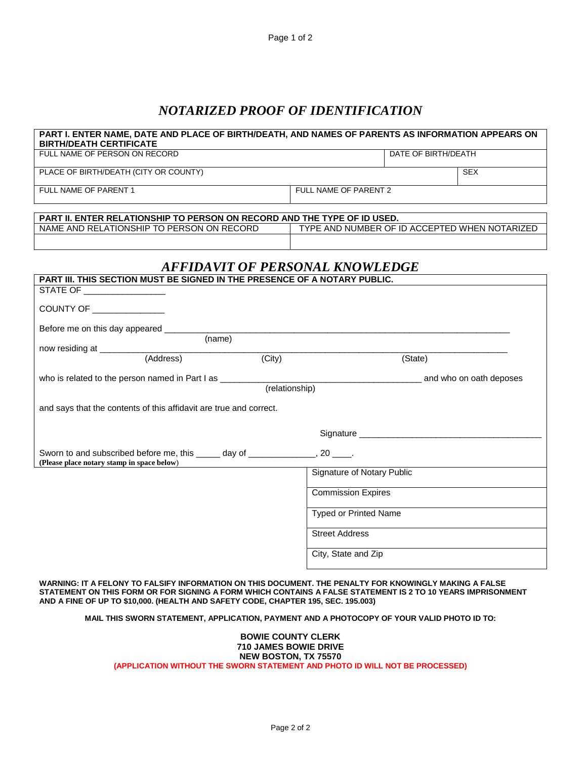# *NOTARIZED PROOF OF IDENTIFICATION*

| PART I. ENTER NAME, DATE AND PLACE OF BIRTH/DEATH, AND NAMES OF PARENTS AS INFORMATION APPEARS ON BIRTH/DEATH CERTIFICATE | |
|---|---|
| FULL NAME OF PERSON ON RECORD | DATE OF BIRTH/DEATH |
| PLACE OF BIRTH/DEATH (CITY OR COUNTY) | SEX |
| FULL NAME OF PARENT 1 | FULL NAME OF PARENT 2 |

| PART II. ENTER RELATIONSHIP TO PERSON ON RECORD AND THE TYPE OF ID USED. | |
|---|---|
| NAME AND RELATIONSHIP TO PERSON ON RECORD | TYPE AND NUMBER OF ID ACCEPTED WHEN NOTARIZED |
| | |

## *AFFIDAVIT OF PERSONAL KNOWLEDGE*

**PART III. THIS SECTION MUST BE SIGNED IN THE PRESENCE OF A NOTARY PUBLIC.**

STATE OF ________________

COUNTY OF _______________

Before me on this day appeared ______________________________________________________________________
(name)

now residing at ________________________________________________________________________________
(Address) (City) (State)

who is related to the person named in Part I as __________________________________________ and who on oath deposes
(relationship)

and says that the contents of this affidavit are true and correct.

Signature ______________________________________

Sworn to and subscribed before me, this _____ day of ______________, 20 ____.

**(Please place notary stamp in space below)**

| |
|---|
| Signature of Notary Public |
| Commission Expires |
| Typed or Printed Name |
| Street Address |
| City, State and Zip |

**WARNING: IT A FELONY TO FALSIFY INFORMATION ON THIS DOCUMENT. THE PENALTY FOR KNOWINGLY MAKING A FALSE STATEMENT ON THIS FORM OR FOR SIGNING A FORM WHICH CONTAINS A FALSE STATEMENT IS 2 TO 10 YEARS IMPRISONMENT AND A FINE OF UP TO $10,000. (HEALTH AND SAFETY CODE, CHAPTER 195, SEC. 195.003)**

**MAIL THIS SWORN STATEMENT, APPLICATION, PAYMENT AND A PHOTOCOPY OF YOUR VALID PHOTO ID TO:**

**BOWIE COUNTY CLERK**
**710 JAMES BOWIE DRIVE**
**NEW BOSTON, TX 75570**
**(APPLICATION WITHOUT THE SWORN STATEMENT AND PHOTO ID WILL NOT BE PROCESSED)**